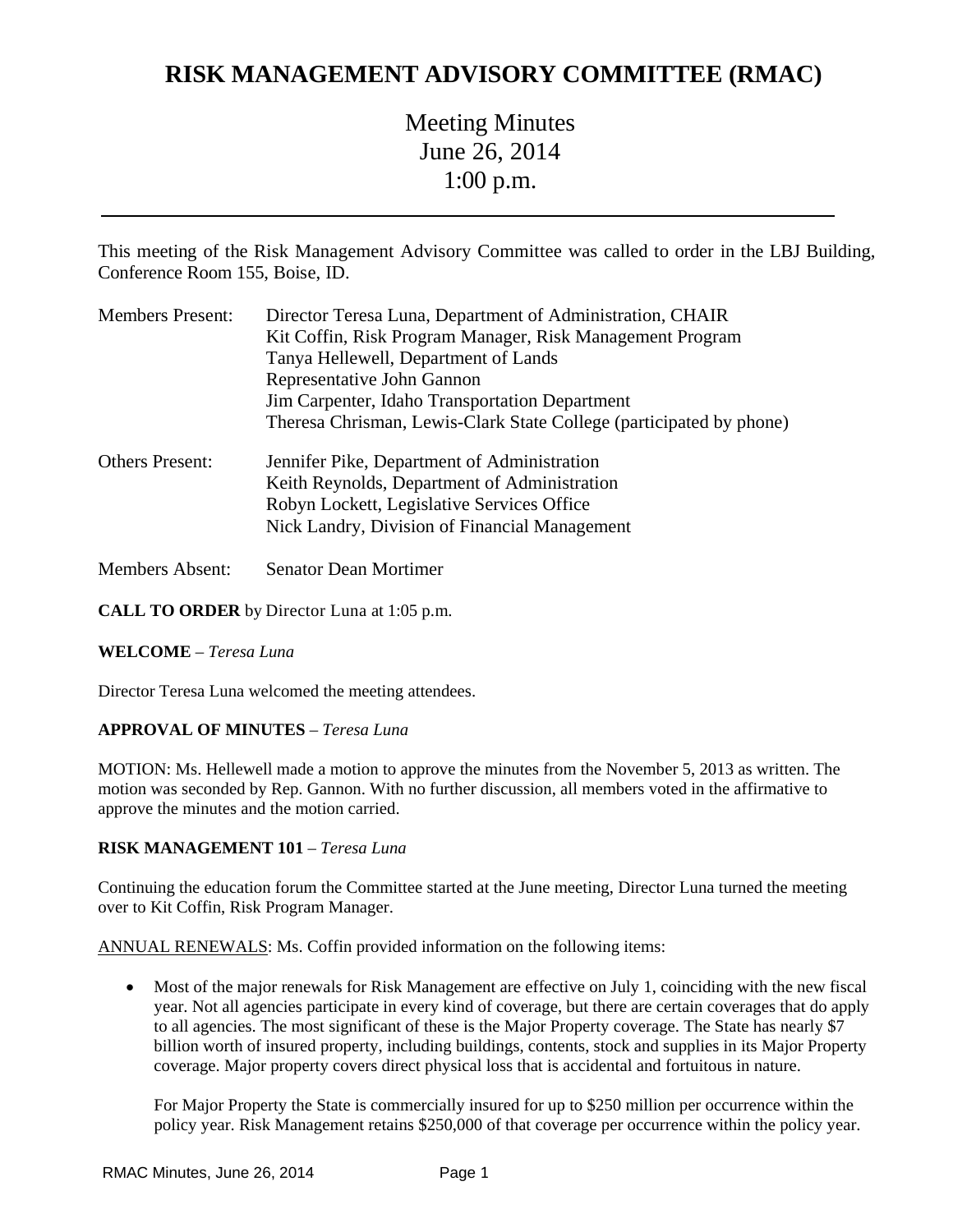# RISK MANAGEMENT ADVISORY COMMITTEE (RMAC)

Meeting Minutes
June 26, 2014
1:00 p.m.

---

This meeting of the Risk Management Advisory Committee was called to order in the LBJ Building, Conference Room 155, Boise, ID.

| | |
|---|---|
| Members Present: | Director Teresa Luna, Department of Administration, CHAIR<br>Kit Coffin, Risk Program Manager, Risk Management Program<br>Tanya Hellewell, Department of Lands<br>Representative John Gannon<br>Jim Carpenter, Idaho Transportation Department<br>Theresa Chrisman, Lewis-Clark State College (participated by phone) |
| Others Present: | Jennifer Pike, Department of Administration<br>Keith Reynolds, Department of Administration<br>Robyn Lockett, Legislative Services Office<br>Nick Landry, Division of Financial Management |
| Members Absent: | Senator Dean Mortimer |

**CALL TO ORDER** by Director Luna at 1:05 p.m.

**WELCOME** – *Teresa Luna*

Director Teresa Luna welcomed the meeting attendees.

**APPROVAL OF MINUTES** – *Teresa Luna*

MOTION: Ms. Hellewell made a motion to approve the minutes from the November 5, 2013 as written. The motion was seconded by Rep. Gannon. With no further discussion, all members voted in the affirmative to approve the minutes and the motion carried.

**RISK MANAGEMENT 101** – *Teresa Luna*

Continuing the education forum the Committee started at the June meeting, Director Luna turned the meeting over to Kit Coffin, Risk Program Manager.

ANNUAL RENEWALS: Ms. Coffin provided information on the following items:

- Most of the major renewals for Risk Management are effective on July 1, coinciding with the new fiscal year. Not all agencies participate in every kind of coverage, but there are certain coverages that do apply to all agencies. The most significant of these is the Major Property coverage. The State has nearly $7 billion worth of insured property, including buildings, contents, stock and supplies in its Major Property coverage. Major property covers direct physical loss that is accidental and fortuitous in nature.

  For Major Property the State is commercially insured for up to $250 million per occurrence within the policy year. Risk Management retains $250,000 of that coverage per occurrence within the policy year.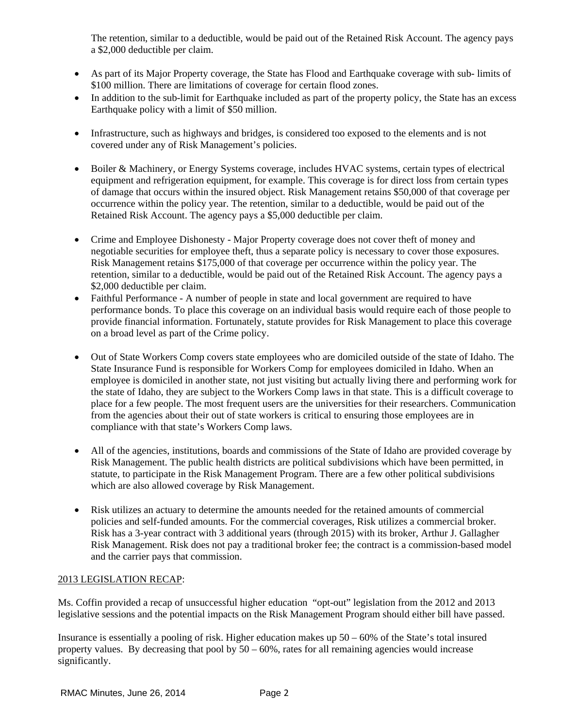The retention, similar to a deductible, would be paid out of the Retained Risk Account. The agency pays a $2,000 deductible per claim.

- As part of its Major Property coverage, the State has Flood and Earthquake coverage with sub- limits of $100 million. There are limitations of coverage for certain flood zones.
- In addition to the sub-limit for Earthquake included as part of the property policy, the State has an excess Earthquake policy with a limit of $50 million.
- Infrastructure, such as highways and bridges, is considered too exposed to the elements and is not covered under any of Risk Management's policies.
- Boiler & Machinery, or Energy Systems coverage, includes HVAC systems, certain types of electrical equipment and refrigeration equipment, for example. This coverage is for direct loss from certain types of damage that occurs within the insured object. Risk Management retains $50,000 of that coverage per occurrence within the policy year. The retention, similar to a deductible, would be paid out of the Retained Risk Account. The agency pays a $5,000 deductible per claim.
- Crime and Employee Dishonesty - Major Property coverage does not cover theft of money and negotiable securities for employee theft, thus a separate policy is necessary to cover those exposures. Risk Management retains $175,000 of that coverage per occurrence within the policy year. The retention, similar to a deductible, would be paid out of the Retained Risk Account. The agency pays a $2,000 deductible per claim.
- Faithful Performance - A number of people in state and local government are required to have performance bonds. To place this coverage on an individual basis would require each of those people to provide financial information. Fortunately, statute provides for Risk Management to place this coverage on a broad level as part of the Crime policy.
- Out of State Workers Comp covers state employees who are domiciled outside of the state of Idaho. The State Insurance Fund is responsible for Workers Comp for employees domiciled in Idaho. When an employee is domiciled in another state, not just visiting but actually living there and performing work for the state of Idaho, they are subject to the Workers Comp laws in that state. This is a difficult coverage to place for a few people. The most frequent users are the universities for their researchers. Communication from the agencies about their out of state workers is critical to ensuring those employees are in compliance with that state's Workers Comp laws.
- All of the agencies, institutions, boards and commissions of the State of Idaho are provided coverage by Risk Management. The public health districts are political subdivisions which have been permitted, in statute, to participate in the Risk Management Program. There are a few other political subdivisions which are also allowed coverage by Risk Management.
- Risk utilizes an actuary to determine the amounts needed for the retained amounts of commercial policies and self-funded amounts. For the commercial coverages, Risk utilizes a commercial broker. Risk has a 3-year contract with 3 additional years (through 2015) with its broker, Arthur J. Gallagher Risk Management. Risk does not pay a traditional broker fee; the contract is a commission-based model and the carrier pays that commission.

2013 LEGISLATION RECAP:

Ms. Coffin provided a recap of unsuccessful higher education "opt-out" legislation from the 2012 and 2013 legislative sessions and the potential impacts on the Risk Management Program should either bill have passed.

Insurance is essentially a pooling of risk. Higher education makes up 50 – 60% of the State's total insured property values. By decreasing that pool by 50 – 60%, rates for all remaining agencies would increase significantly.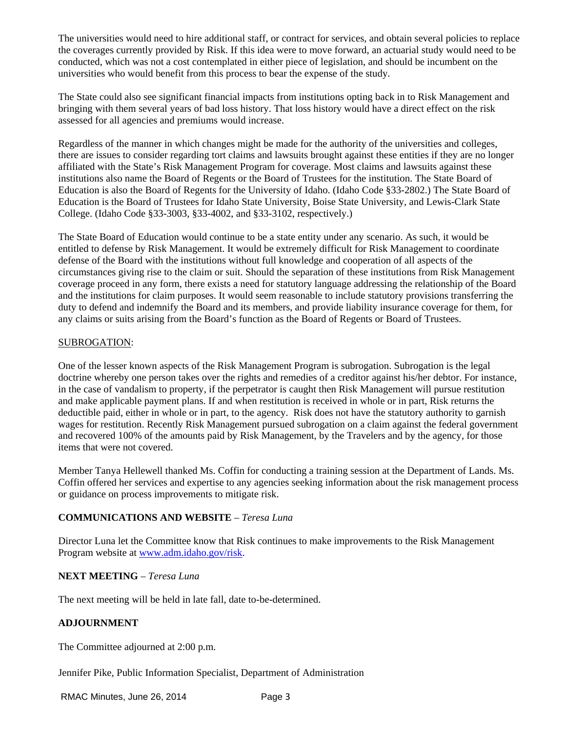The universities would need to hire additional staff, or contract for services, and obtain several policies to replace the coverages currently provided by Risk. If this idea were to move forward, an actuarial study would need to be conducted, which was not a cost contemplated in either piece of legislation, and should be incumbent on the universities who would benefit from this process to bear the expense of the study.

The State could also see significant financial impacts from institutions opting back in to Risk Management and bringing with them several years of bad loss history. That loss history would have a direct effect on the risk assessed for all agencies and premiums would increase.

Regardless of the manner in which changes might be made for the authority of the universities and colleges, there are issues to consider regarding tort claims and lawsuits brought against these entities if they are no longer affiliated with the State's Risk Management Program for coverage. Most claims and lawsuits against these institutions also name the Board of Regents or the Board of Trustees for the institution. The State Board of Education is also the Board of Regents for the University of Idaho. (Idaho Code §33-2802.) The State Board of Education is the Board of Trustees for Idaho State University, Boise State University, and Lewis-Clark State College. (Idaho Code §33-3003, §33-4002, and §33-3102, respectively.)

The State Board of Education would continue to be a state entity under any scenario. As such, it would be entitled to defense by Risk Management. It would be extremely difficult for Risk Management to coordinate defense of the Board with the institutions without full knowledge and cooperation of all aspects of the circumstances giving rise to the claim or suit. Should the separation of these institutions from Risk Management coverage proceed in any form, there exists a need for statutory language addressing the relationship of the Board and the institutions for claim purposes. It would seem reasonable to include statutory provisions transferring the duty to defend and indemnify the Board and its members, and provide liability insurance coverage for them, for any claims or suits arising from the Board's function as the Board of Regents or Board of Trustees.

SUBROGATION:

One of the lesser known aspects of the Risk Management Program is subrogation. Subrogation is the legal doctrine whereby one person takes over the rights and remedies of a creditor against his/her debtor. For instance, in the case of vandalism to property, if the perpetrator is caught then Risk Management will pursue restitution and make applicable payment plans. If and when restitution is received in whole or in part, Risk returns the deductible paid, either in whole or in part, to the agency. Risk does not have the statutory authority to garnish wages for restitution. Recently Risk Management pursued subrogation on a claim against the federal government and recovered 100% of the amounts paid by Risk Management, by the Travelers and by the agency, for those items that were not covered.

Member Tanya Hellewell thanked Ms. Coffin for conducting a training session at the Department of Lands. Ms. Coffin offered her services and expertise to any agencies seeking information about the risk management process or guidance on process improvements to mitigate risk.

**COMMUNICATIONS AND WEBSITE** – *Teresa Luna*

Director Luna let the Committee know that Risk continues to make improvements to the Risk Management Program website at [www.adm.idaho.gov/risk](www.adm.idaho.gov/risk).

**NEXT MEETING** – *Teresa Luna*

The next meeting will be held in late fall, date to-be-determined.

**ADJOURNMENT**

The Committee adjourned at 2:00 p.m.

Jennifer Pike, Public Information Specialist, Department of Administration